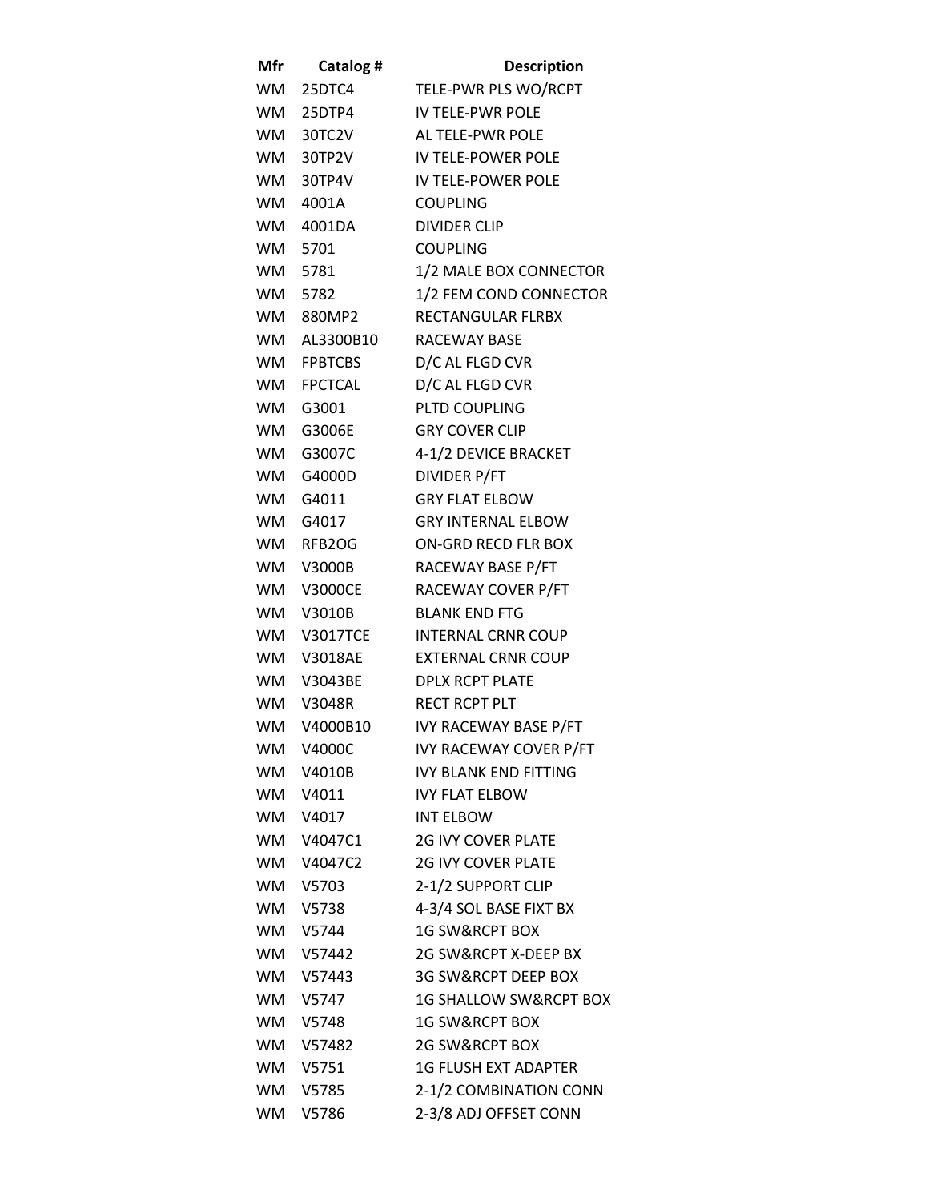| Mfr | Catalog # | Description |
|---|---|---|
| WM | 25DTC4 | TELE-PWR PLS WO/RCPT |
| WM | 25DTP4 | IV TELE-PWR POLE |
| WM | 30TC2V | AL TELE-PWR POLE |
| WM | 30TP2V | IV TELE-POWER POLE |
| WM | 30TP4V | IV TELE-POWER POLE |
| WM | 4001A | COUPLING |
| WM | 4001DA | DIVIDER CLIP |
| WM | 5701 | COUPLING |
| WM | 5781 | 1/2 MALE BOX CONNECTOR |
| WM | 5782 | 1/2 FEM COND CONNECTOR |
| WM | 880MP2 | RECTANGULAR FLRBX |
| WM | AL3300B10 | RACEWAY BASE |
| WM | FPBTCBS | D/C AL FLGD CVR |
| WM | FPCTCAL | D/C AL FLGD CVR |
| WM | G3001 | PLTD COUPLING |
| WM | G3006E | GRY COVER CLIP |
| WM | G3007C | 4-1/2 DEVICE BRACKET |
| WM | G4000D | DIVIDER P/FT |
| WM | G4011 | GRY FLAT ELBOW |
| WM | G4017 | GRY INTERNAL ELBOW |
| WM | RFB2OG | ON-GRD RECD FLR BOX |
| WM | V3000B | RACEWAY BASE P/FT |
| WM | V3000CE | RACEWAY COVER P/FT |
| WM | V3010B | BLANK END FTG |
| WM | V3017TCE | INTERNAL CRNR COUP |
| WM | V3018AE | EXTERNAL CRNR COUP |
| WM | V3043BE | DPLX RCPT PLATE |
| WM | V3048R | RECT RCPT PLT |
| WM | V4000B10 | IVY RACEWAY BASE P/FT |
| WM | V4000C | IVY RACEWAY COVER P/FT |
| WM | V4010B | IVY BLANK END FITTING |
| WM | V4011 | IVY FLAT ELBOW |
| WM | V4017 | INT ELBOW |
| WM | V4047C1 | 2G IVY COVER PLATE |
| WM | V4047C2 | 2G IVY COVER PLATE |
| WM | V5703 | 2-1/2 SUPPORT CLIP |
| WM | V5738 | 4-3/4 SOL BASE FIXT BX |
| WM | V5744 | 1G SW&RCPT BOX |
| WM | V57442 | 2G SW&RCPT X-DEEP BX |
| WM | V57443 | 3G SW&RCPT DEEP BOX |
| WM | V5747 | 1G SHALLOW SW&RCPT BOX |
| WM | V5748 | 1G SW&RCPT BOX |
| WM | V57482 | 2G SW&RCPT BOX |
| WM | V5751 | 1G FLUSH EXT ADAPTER |
| WM | V5785 | 2-1/2 COMBINATION CONN |
| WM | V5786 | 2-3/8 ADJ OFFSET CONN |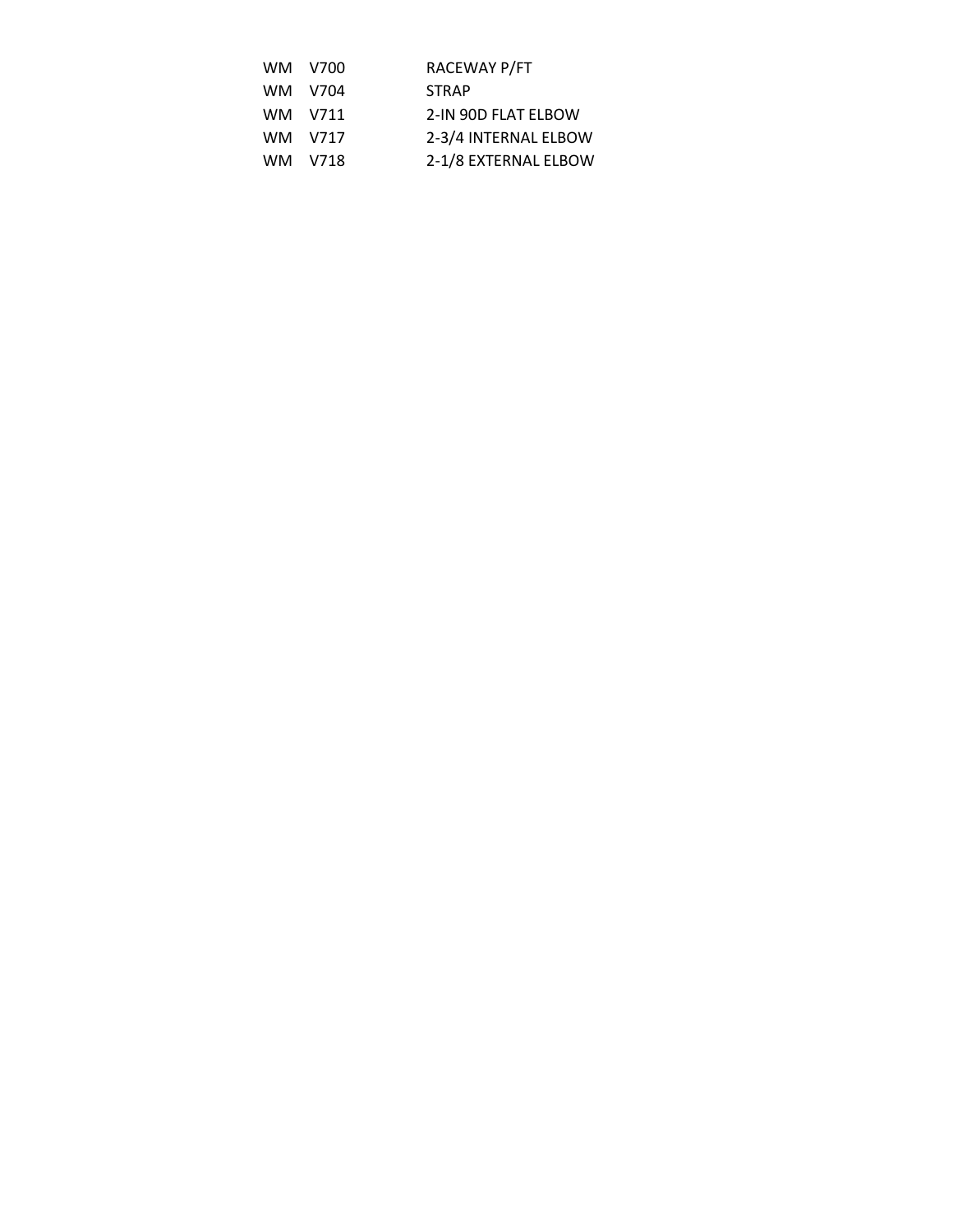| | | |
|---|---|---|
| WM | V700 | RACEWAY P/FT |
| WM | V704 | STRAP |
| WM | V711 | 2-IN 90D FLAT ELBOW |
| WM | V717 | 2-3/4 INTERNAL ELBOW |
| WM | V718 | 2-1/8 EXTERNAL ELBOW |